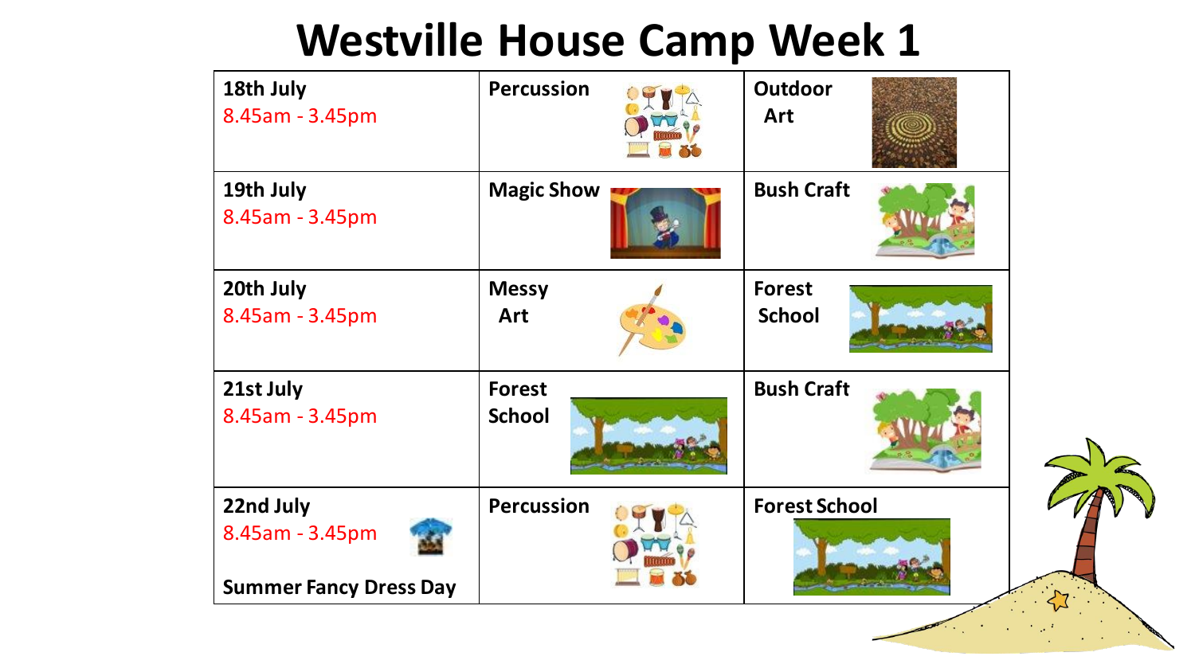# Westville House Camp Week 1

| | | |
|---|---|---|
| **18th July** 8.45am - 3.45pm | **Percussion** | **Outdoor Art** |
| **19th July** 8.45am - 3.45pm | **Magic Show** | **Bush Craft** |
| **20th July** 8.45am - 3.45pm | **Messy Art** | **Forest School** |
| **21st July** 8.45am - 3.45pm | **Forest School** | **Bush Craft** |
| **22nd July** 8.45am - 3.45pm **Summer Fancy Dress Day** | **Percussion** | **Forest School** |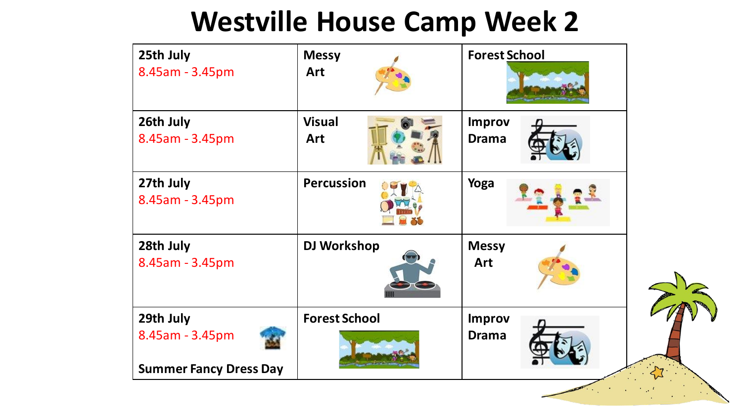# Westville House Camp Week 2

| | | |
|---|---|---|
| **25th July** 8.45am - 3.45pm | **Messy Art** | **Forest School** |
| **26th July** 8.45am - 3.45pm | **Visual Art** | **Improv Drama** |
| **27th July** 8.45am - 3.45pm | **Percussion** | **Yoga** |
| **28th July** 8.45am - 3.45pm | **DJ Workshop** | **Messy Art** |
| **29th July** 8.45am - 3.45pm **Summer Fancy Dress Day** | **Forest School** | **Improv Drama** |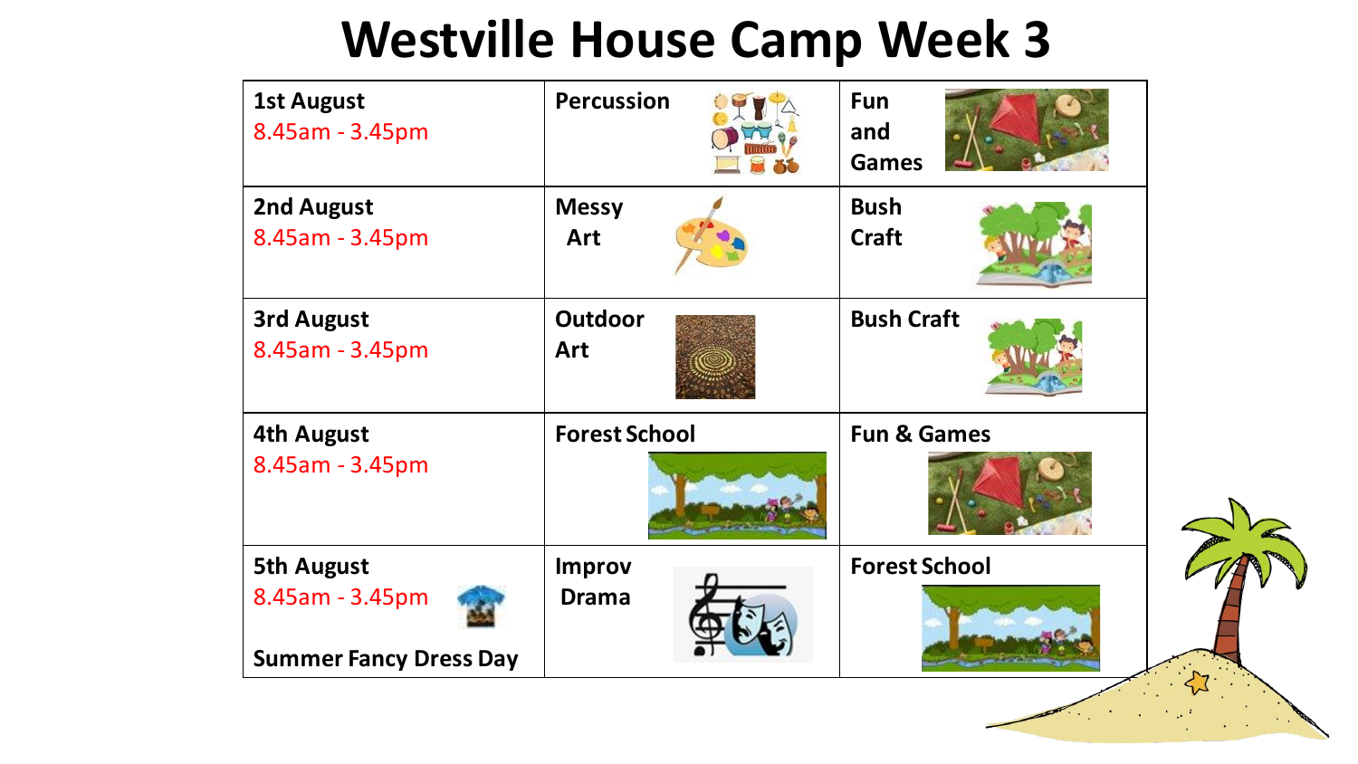# Westville House Camp Week 3

| Date | Morning | Afternoon |
|---|---|---|
| **1st August** 8.45am - 3.45pm | **Percussion** | **Fun and Games** |
| **2nd August** 8.45am - 3.45pm | **Messy Art** | **Bush Craft** |
| **3rd August** 8.45am - 3.45pm | **Outdoor Art** | **Bush Craft** |
| **4th August** 8.45am - 3.45pm | **Forest School** | **Fun & Games** |
| **5th August** 8.45am - 3.45pm **Summer Fancy Dress Day** | **Improv Drama** | **Forest School** |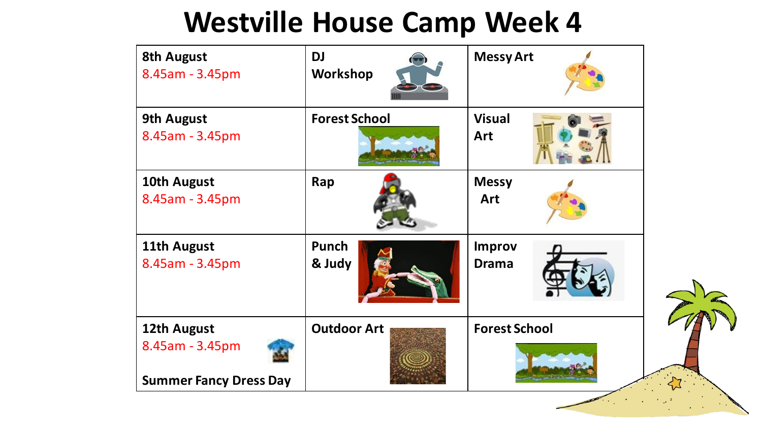# Westville House Camp Week 4

| Date | Activity 1 | Activity 2 |
|---|---|---|
| **8th August** 8.45am - 3.45pm | **DJ Workshop** | **Messy Art** |
| **9th August** 8.45am - 3.45pm | **Forest School** | **Visual Art** |
| **10th August** 8.45am - 3.45pm | **Rap** | **Messy Art** |
| **11th August** 8.45am - 3.45pm | **Punch & Judy** | **Improv Drama** |
| **12th August** 8.45am - 3.45pm **Summer Fancy Dress Day** | **Outdoor Art** | **Forest School** |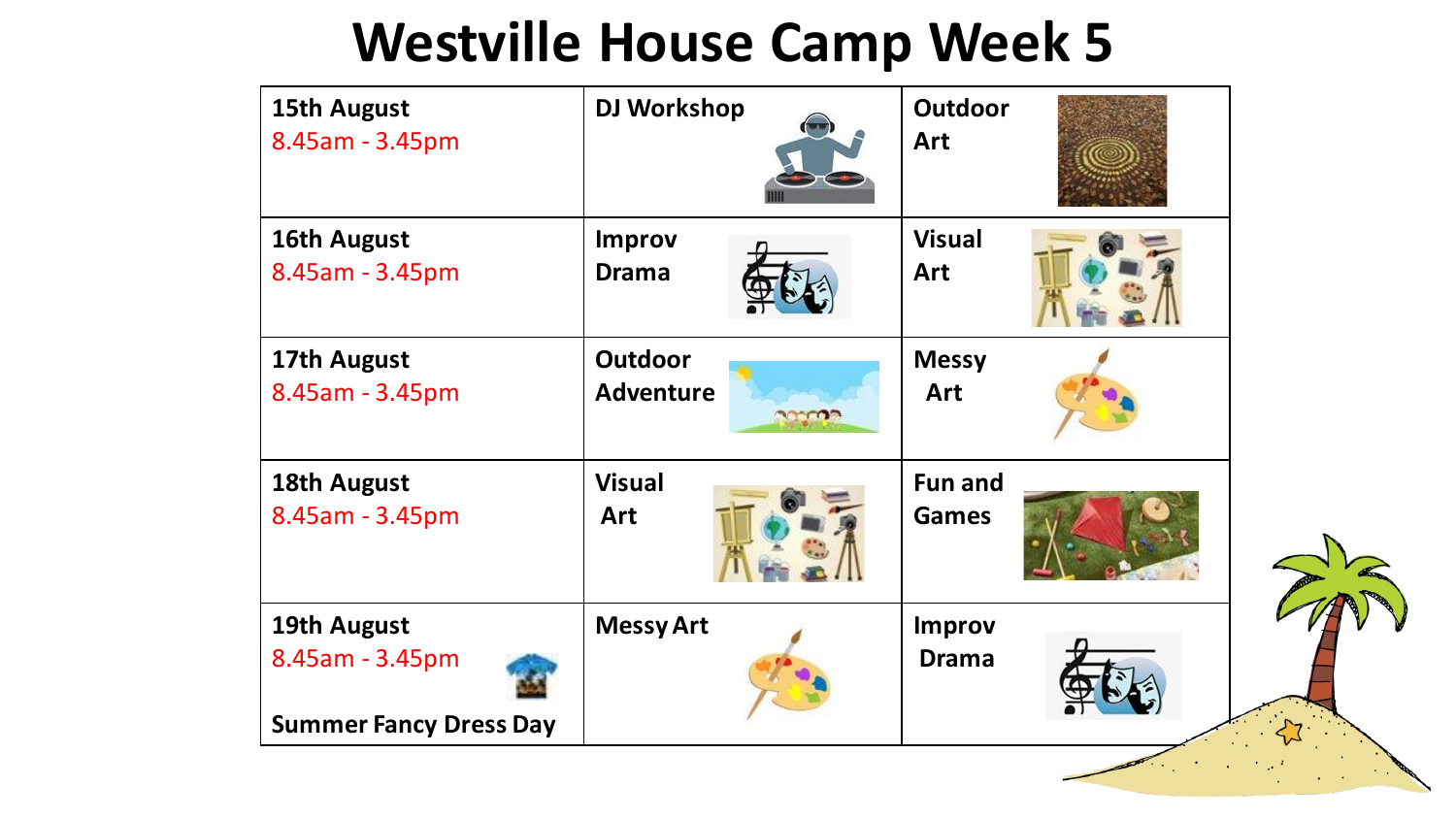# Westville House Camp Week 5

| Date | Morning | Afternoon |
| --- | --- | --- |
| **15th August** 8.45am - 3.45pm | **DJ Workshop** | **Outdoor Art** |
| **16th August** 8.45am - 3.45pm | **Improv Drama** | **Visual Art** |
| **17th August** 8.45am - 3.45pm | **Outdoor Adventure** | **Messy Art** |
| **18th August** 8.45am - 3.45pm | **Visual Art** | **Fun and Games** |
| **19th August** 8.45am - 3.45pm **Summer Fancy Dress Day** | **Messy Art** | **Improv Drama** |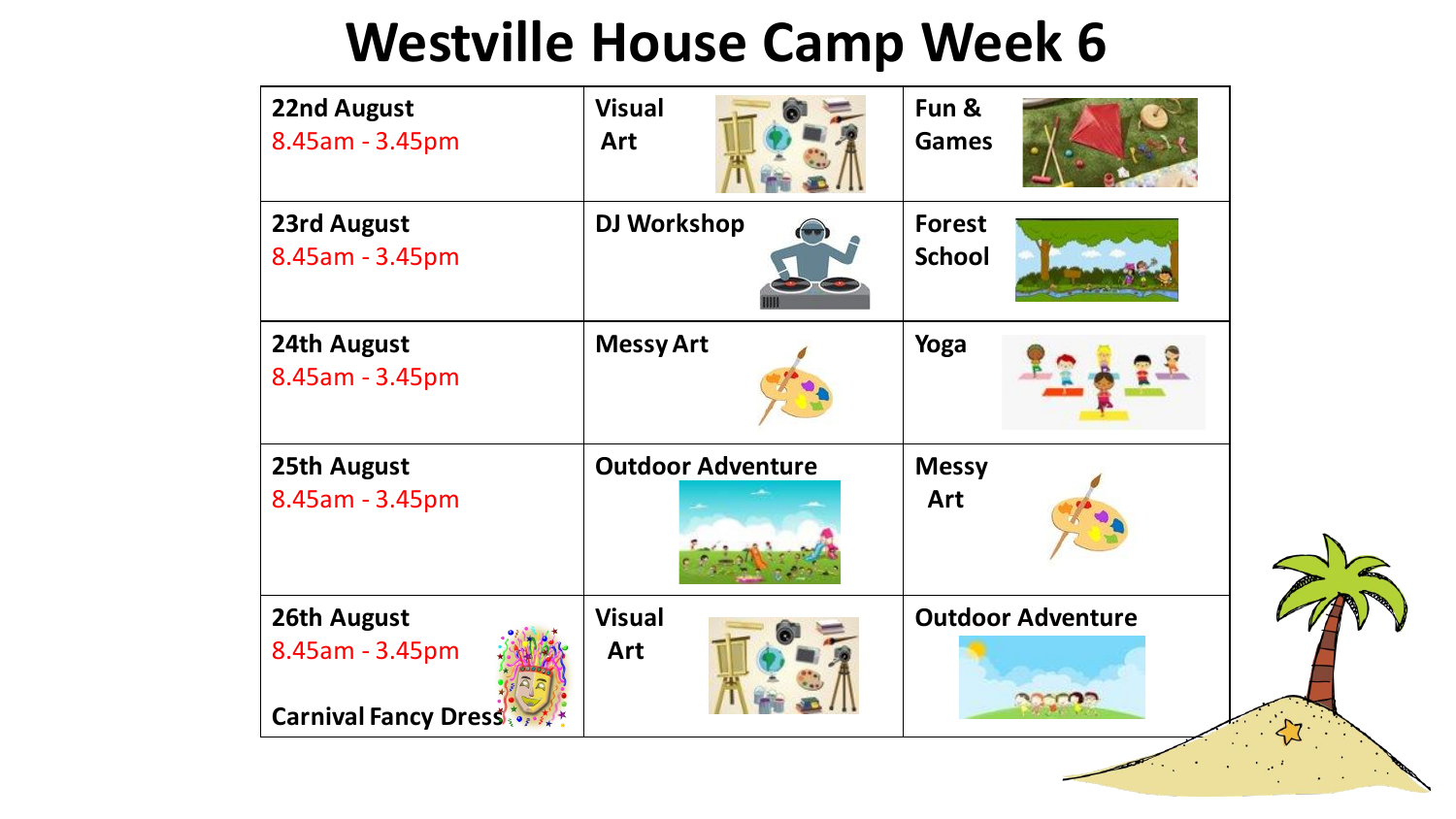# Westville House Camp Week 6

| | | |
|---|---|---|
| **22nd August** 8.45am - 3.45pm | **Visual Art** | **Fun & Games** |
| **23rd August** 8.45am - 3.45pm | **DJ Workshop** | **Forest School** |
| **24th August** 8.45am - 3.45pm | **Messy Art** | **Yoga** |
| **25th August** 8.45am - 3.45pm | **Outdoor Adventure** | **Messy Art** |
| **26th August** 8.45am - 3.45pm **Carnival Fancy Dress** | **Visual Art** | **Outdoor Adventure** |